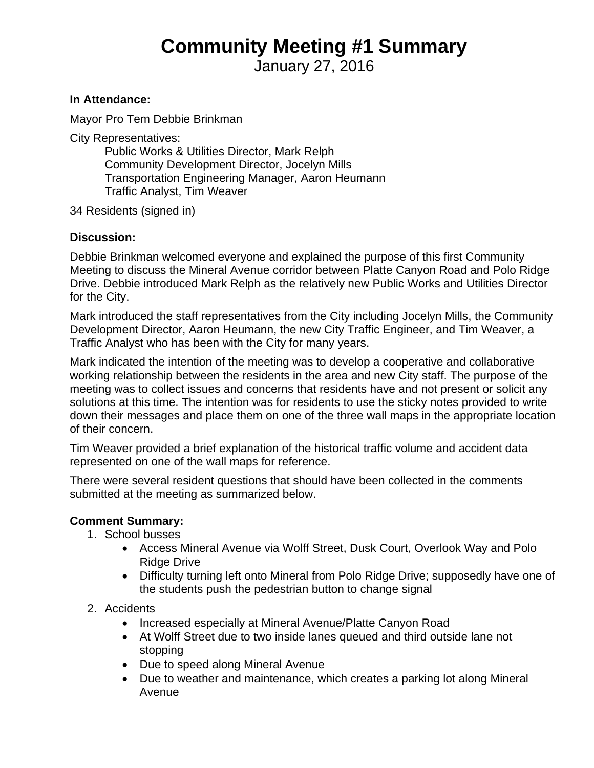# Community Meeting #1 Summary

January 27, 2016

**In Attendance:**

Mayor Pro Tem Debbie Brinkman

City Representatives:
- Public Works & Utilities Director, Mark Relph
- Community Development Director, Jocelyn Mills
- Transportation Engineering Manager, Aaron Heumann
- Traffic Analyst, Tim Weaver

34 Residents (signed in)

**Discussion:**

Debbie Brinkman welcomed everyone and explained the purpose of this first Community Meeting to discuss the Mineral Avenue corridor between Platte Canyon Road and Polo Ridge Drive. Debbie introduced Mark Relph as the relatively new Public Works and Utilities Director for the City.

Mark introduced the staff representatives from the City including Jocelyn Mills, the Community Development Director, Aaron Heumann, the new City Traffic Engineer, and Tim Weaver, a Traffic Analyst who has been with the City for many years.

Mark indicated the intention of the meeting was to develop a cooperative and collaborative working relationship between the residents in the area and new City staff. The purpose of the meeting was to collect issues and concerns that residents have and not present or solicit any solutions at this time. The intention was for residents to use the sticky notes provided to write down their messages and place them on one of the three wall maps in the appropriate location of their concern.

Tim Weaver provided a brief explanation of the historical traffic volume and accident data represented on one of the wall maps for reference.

There were several resident questions that should have been collected in the comments submitted at the meeting as summarized below.

**Comment Summary:**

1. School busses
   - Access Mineral Avenue via Wolff Street, Dusk Court, Overlook Way and Polo Ridge Drive
   - Difficulty turning left onto Mineral from Polo Ridge Drive; supposedly have one of the students push the pedestrian button to change signal
2. Accidents
   - Increased especially at Mineral Avenue/Platte Canyon Road
   - At Wolff Street due to two inside lanes queued and third outside lane not stopping
   - Due to speed along Mineral Avenue
   - Due to weather and maintenance, which creates a parking lot along Mineral Avenue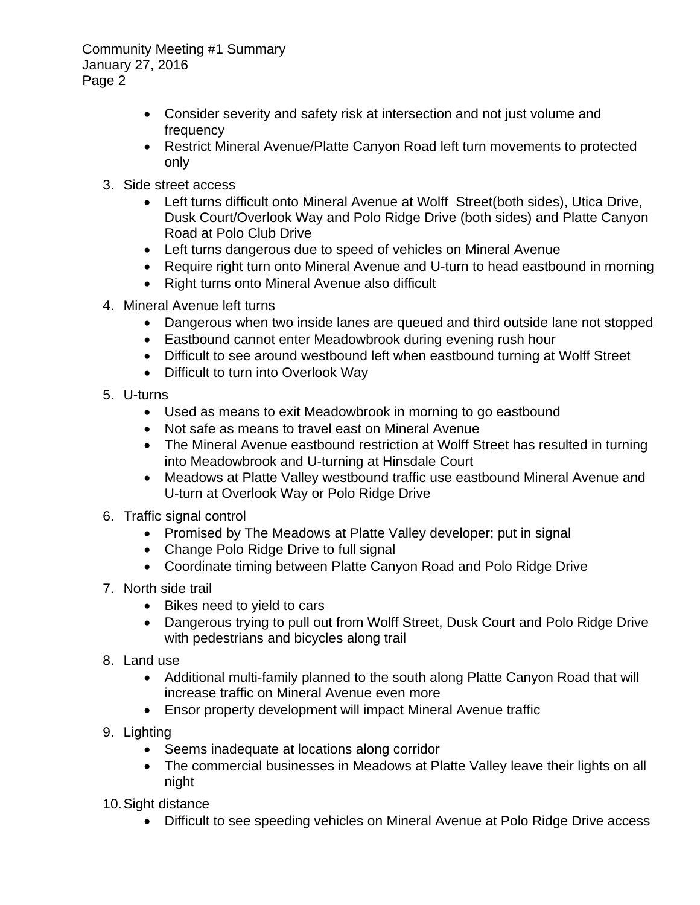- Consider severity and safety risk at intersection and not just volume and frequency
- Restrict Mineral Avenue/Platte Canyon Road left turn movements to protected only

3. Side street access
    - Left turns difficult onto Mineral Avenue at Wolff Street(both sides), Utica Drive, Dusk Court/Overlook Way and Polo Ridge Drive (both sides) and Platte Canyon Road at Polo Club Drive
    - Left turns dangerous due to speed of vehicles on Mineral Avenue
    - Require right turn onto Mineral Avenue and U-turn to head eastbound in morning
    - Right turns onto Mineral Avenue also difficult
4. Mineral Avenue left turns
    - Dangerous when two inside lanes are queued and third outside lane not stopped
    - Eastbound cannot enter Meadowbrook during evening rush hour
    - Difficult to see around westbound left when eastbound turning at Wolff Street
    - Difficult to turn into Overlook Way
5. U-turns
    - Used as means to exit Meadowbrook in morning to go eastbound
    - Not safe as means to travel east on Mineral Avenue
    - The Mineral Avenue eastbound restriction at Wolff Street has resulted in turning into Meadowbrook and U-turning at Hinsdale Court
    - Meadows at Platte Valley westbound traffic use eastbound Mineral Avenue and U-turn at Overlook Way or Polo Ridge Drive
6. Traffic signal control
    - Promised by The Meadows at Platte Valley developer; put in signal
    - Change Polo Ridge Drive to full signal
    - Coordinate timing between Platte Canyon Road and Polo Ridge Drive
7. North side trail
    - Bikes need to yield to cars
    - Dangerous trying to pull out from Wolff Street, Dusk Court and Polo Ridge Drive with pedestrians and bicycles along trail
8. Land use
    - Additional multi-family planned to the south along Platte Canyon Road that will increase traffic on Mineral Avenue even more
    - Ensor property development will impact Mineral Avenue traffic
9. Lighting
    - Seems inadequate at locations along corridor
    - The commercial businesses in Meadows at Platte Valley leave their lights on all night
10. Sight distance
    - Difficult to see speeding vehicles on Mineral Avenue at Polo Ridge Drive access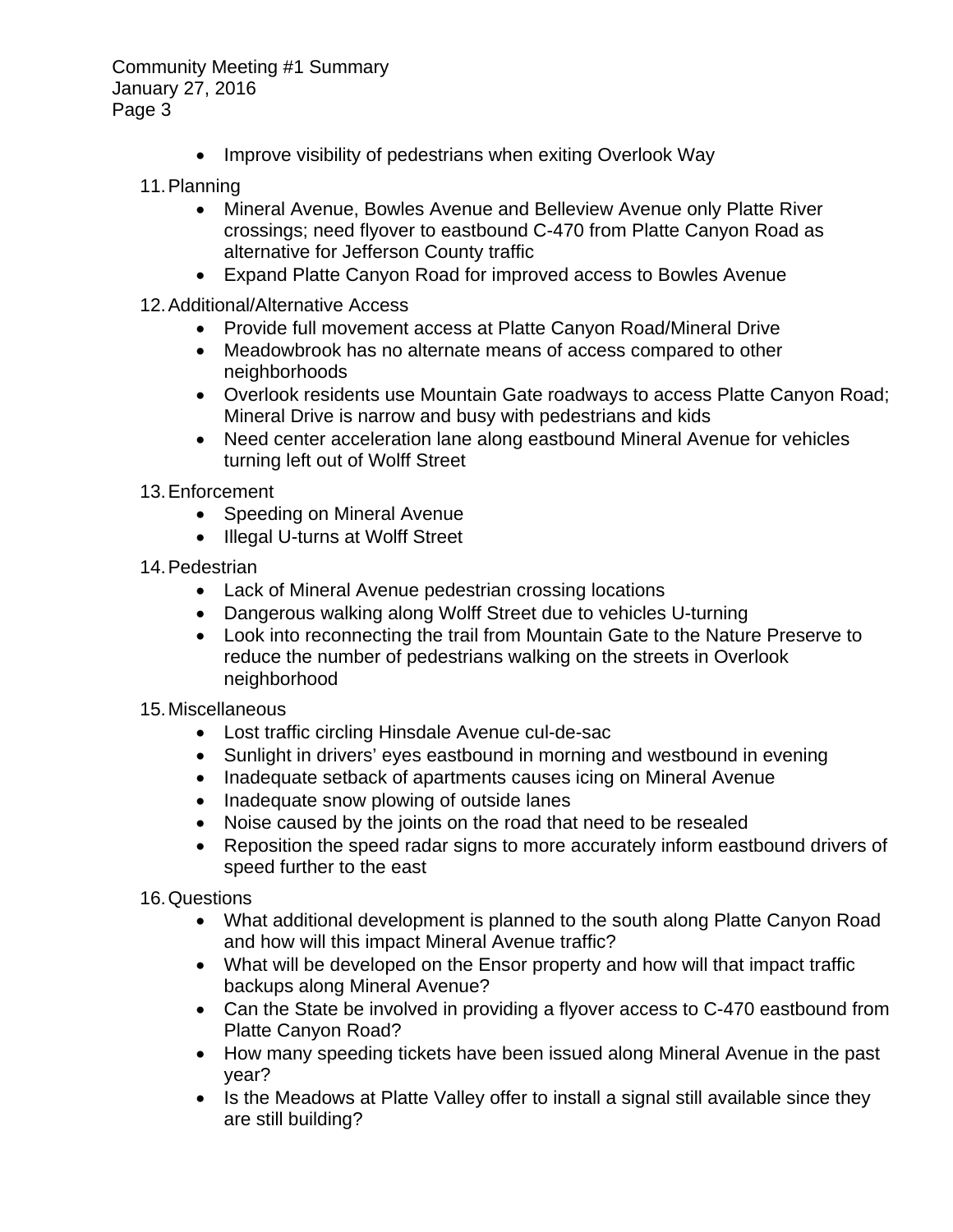- Improve visibility of pedestrians when exiting Overlook Way

11. Planning
    - Mineral Avenue, Bowles Avenue and Belleview Avenue only Platte River crossings; need flyover to eastbound C-470 from Platte Canyon Road as alternative for Jefferson County traffic
    - Expand Platte Canyon Road for improved access to Bowles Avenue

12. Additional/Alternative Access
    - Provide full movement access at Platte Canyon Road/Mineral Drive
    - Meadowbrook has no alternate means of access compared to other neighborhoods
    - Overlook residents use Mountain Gate roadways to access Platte Canyon Road; Mineral Drive is narrow and busy with pedestrians and kids
    - Need center acceleration lane along eastbound Mineral Avenue for vehicles turning left out of Wolff Street

13. Enforcement
    - Speeding on Mineral Avenue
    - Illegal U-turns at Wolff Street

14. Pedestrian
    - Lack of Mineral Avenue pedestrian crossing locations
    - Dangerous walking along Wolff Street due to vehicles U-turning
    - Look into reconnecting the trail from Mountain Gate to the Nature Preserve to reduce the number of pedestrians walking on the streets in Overlook neighborhood

15. Miscellaneous
    - Lost traffic circling Hinsdale Avenue cul-de-sac
    - Sunlight in drivers' eyes eastbound in morning and westbound in evening
    - Inadequate setback of apartments causes icing on Mineral Avenue
    - Inadequate snow plowing of outside lanes
    - Noise caused by the joints on the road that need to be resealed
    - Reposition the speed radar signs to more accurately inform eastbound drivers of speed further to the east

16. Questions
    - What additional development is planned to the south along Platte Canyon Road and how will this impact Mineral Avenue traffic?
    - What will be developed on the Ensor property and how will that impact traffic backups along Mineral Avenue?
    - Can the State be involved in providing a flyover access to C-470 eastbound from Platte Canyon Road?
    - How many speeding tickets have been issued along Mineral Avenue in the past year?
    - Is the Meadows at Platte Valley offer to install a signal still available since they are still building?